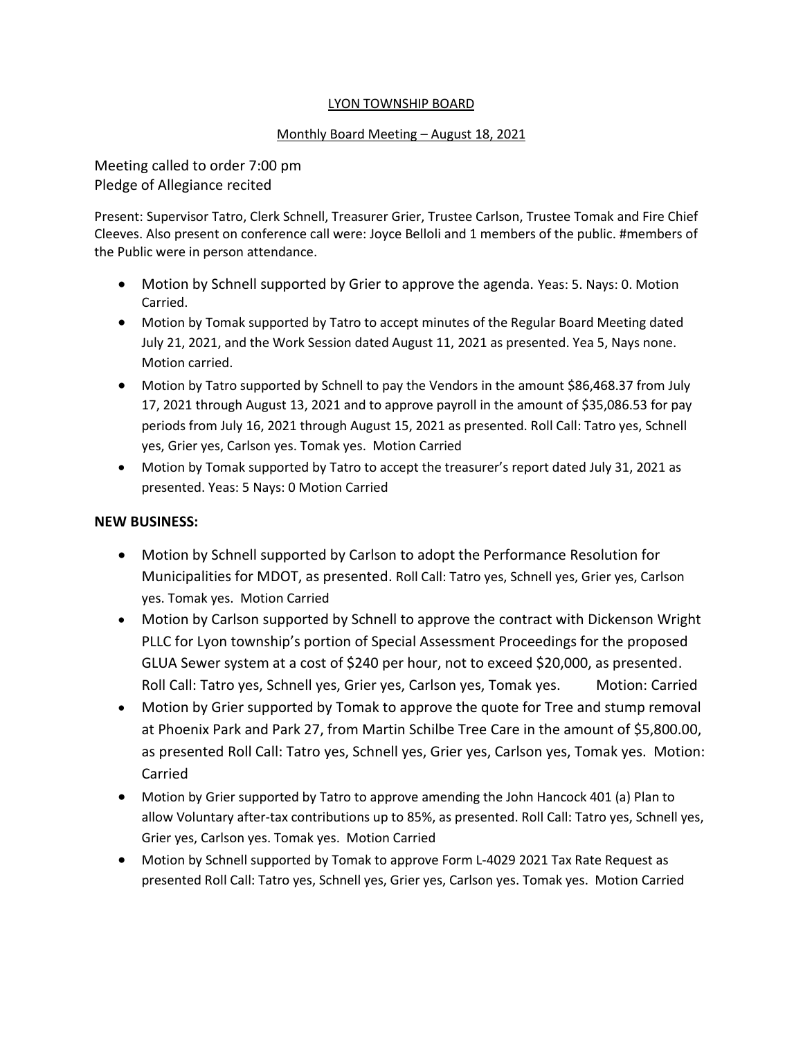LYON TOWNSHIP BOARD

Monthly Board Meeting – August 18, 2021

Meeting called to order 7:00 pm
Pledge of Allegiance recited

Present: Supervisor Tatro, Clerk Schnell, Treasurer Grier, Trustee Carlson, Trustee Tomak and Fire Chief Cleeves. Also present on conference call were: Joyce Belloli and 1 members of the public. #members of the Public were in person attendance.

- Motion by Schnell supported by Grier to approve the agenda. Yeas: 5. Nays: 0. Motion Carried.
- Motion by Tomak supported by Tatro to accept minutes of the Regular Board Meeting dated July 21, 2021, and the Work Session dated August 11, 2021 as presented. Yea 5, Nays none. Motion carried.
- Motion by Tatro supported by Schnell to pay the Vendors in the amount $86,468.37 from July 17, 2021 through August 13, 2021 and to approve payroll in the amount of $35,086.53 for pay periods from July 16, 2021 through August 15, 2021 as presented. Roll Call: Tatro yes, Schnell yes, Grier yes, Carlson yes. Tomak yes. Motion Carried
- Motion by Tomak supported by Tatro to accept the treasurer's report dated July 31, 2021 as presented. Yeas: 5 Nays: 0 Motion Carried

**NEW BUSINESS:**

- Motion by Schnell supported by Carlson to adopt the Performance Resolution for Municipalities for MDOT, as presented. Roll Call: Tatro yes, Schnell yes, Grier yes, Carlson yes. Tomak yes. Motion Carried
- Motion by Carlson supported by Schnell to approve the contract with Dickenson Wright PLLC for Lyon township's portion of Special Assessment Proceedings for the proposed GLUA Sewer system at a cost of $240 per hour, not to exceed $20,000, as presented. Roll Call: Tatro yes, Schnell yes, Grier yes, Carlson yes, Tomak yes. Motion: Carried
- Motion by Grier supported by Tomak to approve the quote for Tree and stump removal at Phoenix Park and Park 27, from Martin Schilbe Tree Care in the amount of $5,800.00, as presented Roll Call: Tatro yes, Schnell yes, Grier yes, Carlson yes, Tomak yes. Motion: Carried
- Motion by Grier supported by Tatro to approve amending the John Hancock 401 (a) Plan to allow Voluntary after-tax contributions up to 85%, as presented. Roll Call: Tatro yes, Schnell yes, Grier yes, Carlson yes. Tomak yes. Motion Carried
- Motion by Schnell supported by Tomak to approve Form L-4029 2021 Tax Rate Request as presented Roll Call: Tatro yes, Schnell yes, Grier yes, Carlson yes. Tomak yes. Motion Carried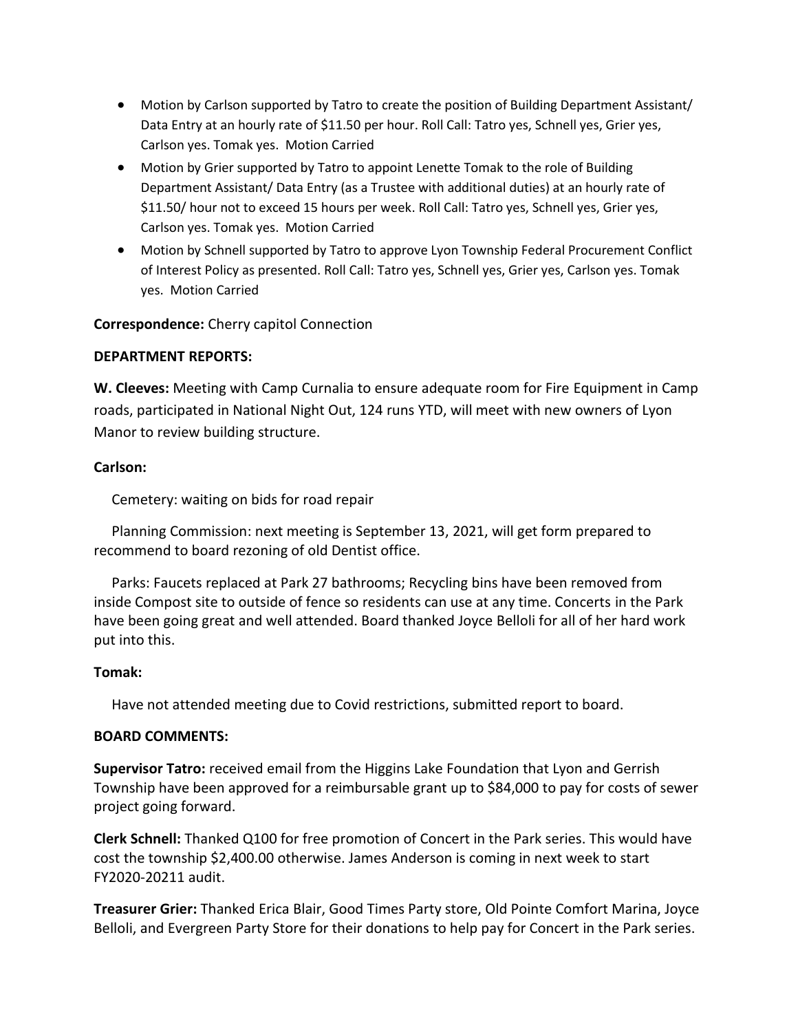- Motion by Carlson supported by Tatro to create the position of Building Department Assistant/ Data Entry at an hourly rate of $11.50 per hour. Roll Call: Tatro yes, Schnell yes, Grier yes, Carlson yes. Tomak yes. Motion Carried
- Motion by Grier supported by Tatro to appoint Lenette Tomak to the role of Building Department Assistant/ Data Entry (as a Trustee with additional duties) at an hourly rate of $11.50/ hour not to exceed 15 hours per week. Roll Call: Tatro yes, Schnell yes, Grier yes, Carlson yes. Tomak yes. Motion Carried
- Motion by Schnell supported by Tatro to approve Lyon Township Federal Procurement Conflict of Interest Policy as presented. Roll Call: Tatro yes, Schnell yes, Grier yes, Carlson yes. Tomak yes. Motion Carried

**Correspondence:** Cherry capitol Connection

**DEPARTMENT REPORTS:**

**W. Cleeves:** Meeting with Camp Curnalia to ensure adequate room for Fire Equipment in Camp roads, participated in National Night Out, 124 runs YTD, will meet with new owners of Lyon Manor to review building structure.

**Carlson:**

Cemetery: waiting on bids for road repair

Planning Commission: next meeting is September 13, 2021, will get form prepared to recommend to board rezoning of old Dentist office.

Parks: Faucets replaced at Park 27 bathrooms; Recycling bins have been removed from inside Compost site to outside of fence so residents can use at any time. Concerts in the Park have been going great and well attended. Board thanked Joyce Belloli for all of her hard work put into this.

**Tomak:**

Have not attended meeting due to Covid restrictions, submitted report to board.

**BOARD COMMENTS:**

**Supervisor Tatro:** received email from the Higgins Lake Foundation that Lyon and Gerrish Township have been approved for a reimbursable grant up to $84,000 to pay for costs of sewer project going forward.

**Clerk Schnell:** Thanked Q100 for free promotion of Concert in the Park series. This would have cost the township $2,400.00 otherwise. James Anderson is coming in next week to start FY2020-20211 audit.

**Treasurer Grier:** Thanked Erica Blair, Good Times Party store, Old Pointe Comfort Marina, Joyce Belloli, and Evergreen Party Store for their donations to help pay for Concert in the Park series.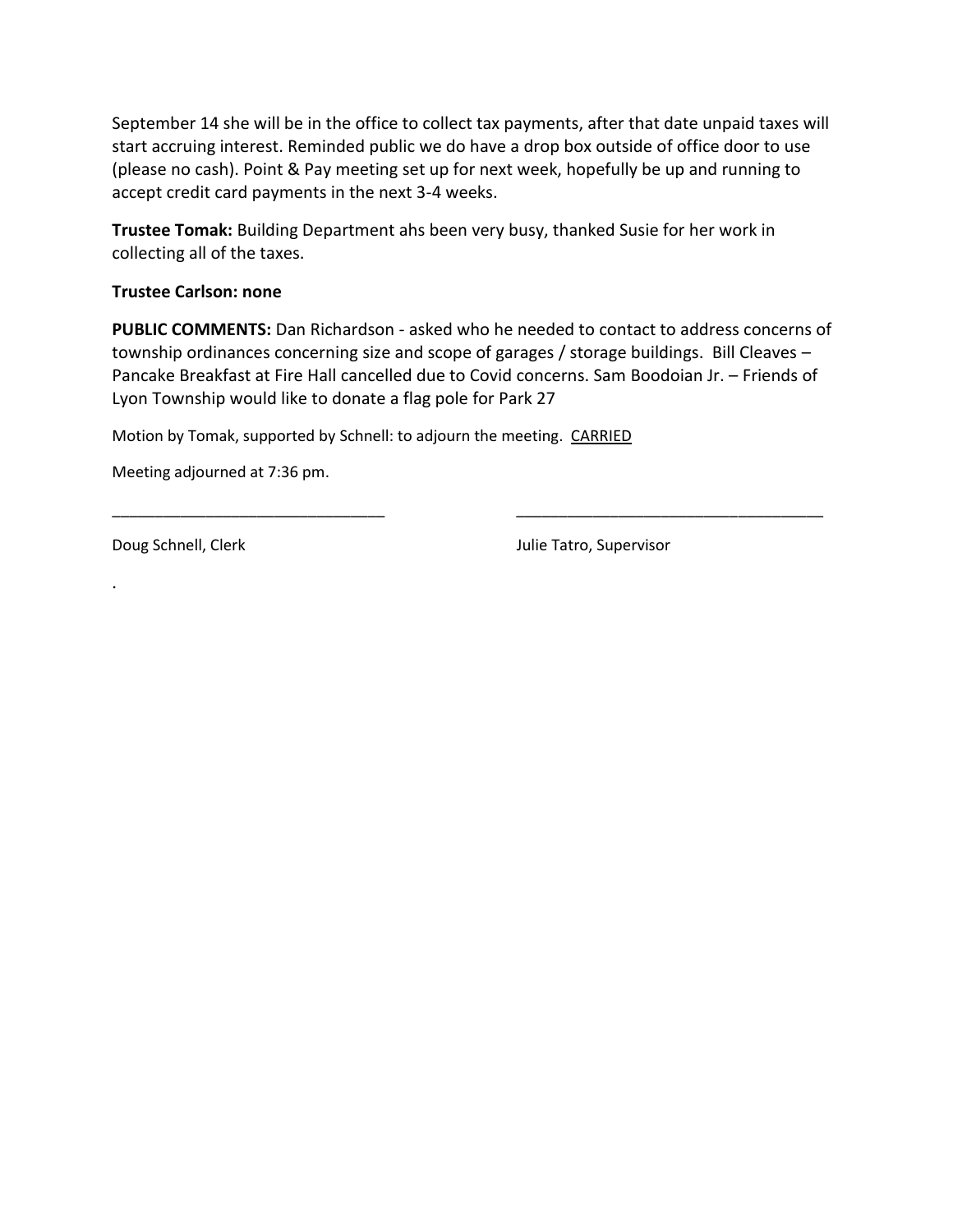September 14 she will be in the office to collect tax payments, after that date unpaid taxes will start accruing interest. Reminded public we do have a drop box outside of office door to use (please no cash). Point & Pay meeting set up for next week, hopefully be up and running to accept credit card payments in the next 3-4 weeks.

**Trustee Tomak:** Building Department ahs been very busy, thanked Susie for her work in collecting all of the taxes.

**Trustee Carlson: none**

**PUBLIC COMMENTS:** Dan Richardson - asked who he needed to contact to address concerns of township ordinances concerning size and scope of garages / storage buildings. Bill Cleaves – Pancake Breakfast at Fire Hall cancelled due to Covid concerns. Sam Boodoian Jr. – Friends of Lyon Township would like to donate a flag pole for Park 27

Motion by Tomak, supported by Schnell: to adjourn the meeting. CARRIED

Meeting adjourned at 7:36 pm.

\_\_\_\_\_\_\_\_\_\_\_\_\_\_\_\_\_\_\_\_\_\_\_\_\_\_\_\_\_\_\_\_ \_\_\_\_\_\_\_\_\_\_\_\_\_\_\_\_\_\_\_\_\_\_\_\_\_\_\_\_\_\_\_\_\_\_\_\_

Doug Schnell, Clerk Julie Tatro, Supervisor

.